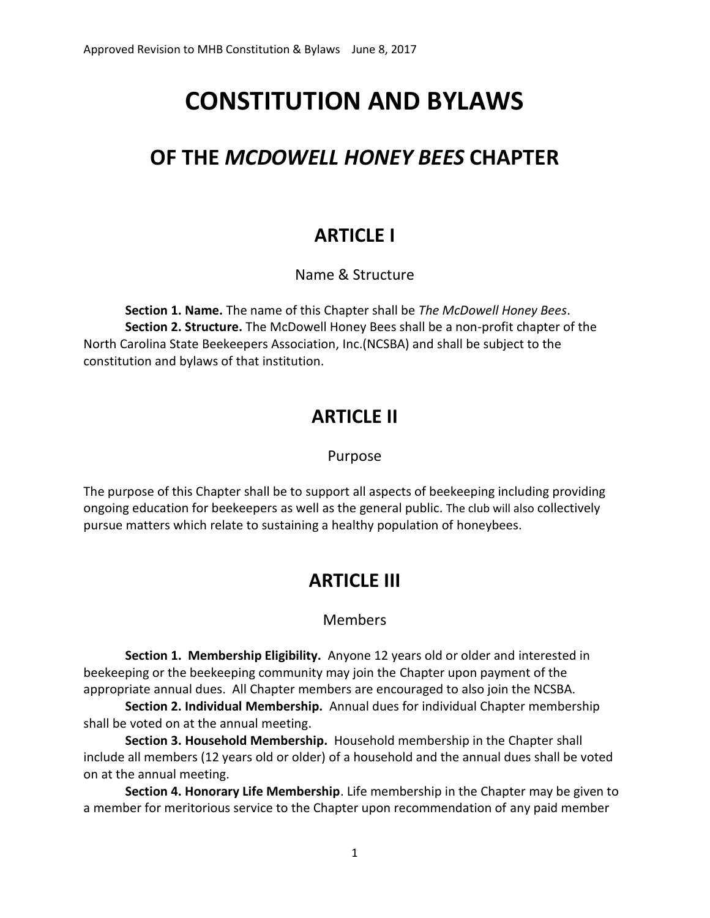# CONSTITUTION AND BYLAWS

## OF THE *MCDOWELL HONEY BEES* CHAPTER

## ARTICLE I

Name & Structure

**Section 1. Name.** The name of this Chapter shall be *The McDowell Honey Bees*.

**Section 2. Structure.** The McDowell Honey Bees shall be a non-profit chapter of the North Carolina State Beekeepers Association, Inc.(NCSBA) and shall be subject to the constitution and bylaws of that institution.

## ARTICLE II

Purpose

The purpose of this Chapter shall be to support all aspects of beekeeping including providing ongoing education for beekeepers as well as the general public. The club will also collectively pursue matters which relate to sustaining a healthy population of honeybees.

## ARTICLE III

Members

**Section 1. Membership Eligibility.** Anyone 12 years old or older and interested in beekeeping or the beekeeping community may join the Chapter upon payment of the appropriate annual dues. All Chapter members are encouraged to also join the NCSBA.

**Section 2. Individual Membership.** Annual dues for individual Chapter membership shall be voted on at the annual meeting.

**Section 3. Household Membership.** Household membership in the Chapter shall include all members (12 years old or older) of a household and the annual dues shall be voted on at the annual meeting.

**Section 4. Honorary Life Membership**. Life membership in the Chapter may be given to a member for meritorious service to the Chapter upon recommendation of any paid member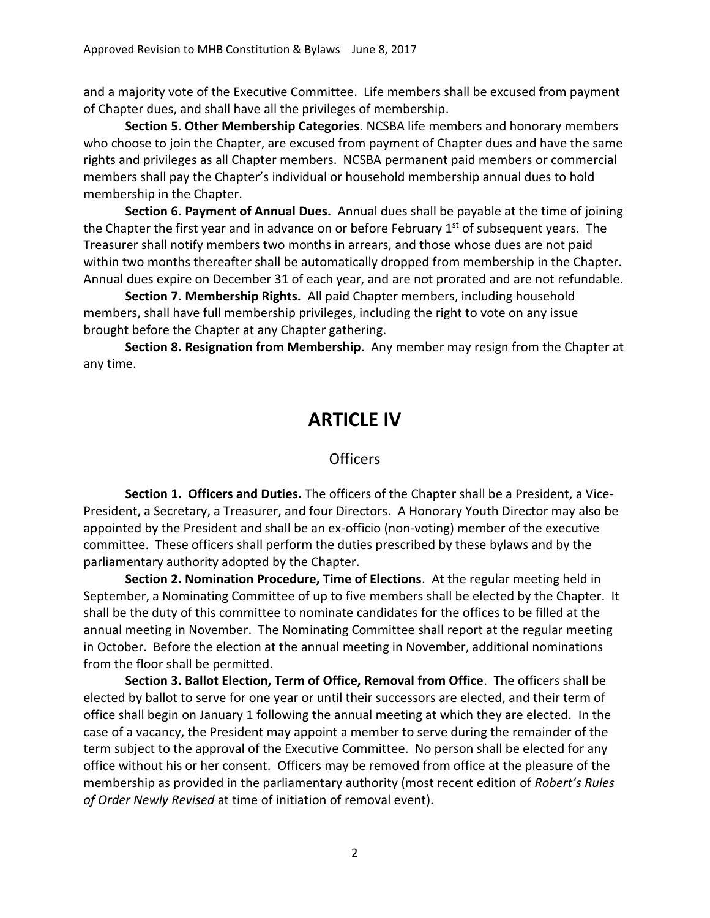and a majority vote of the Executive Committee. Life members shall be excused from payment of Chapter dues, and shall have all the privileges of membership.

**Section 5. Other Membership Categories**. NCSBA life members and honorary members who choose to join the Chapter, are excused from payment of Chapter dues and have the same rights and privileges as all Chapter members. NCSBA permanent paid members or commercial members shall pay the Chapter's individual or household membership annual dues to hold membership in the Chapter.

**Section 6. Payment of Annual Dues.** Annual dues shall be payable at the time of joining the Chapter the first year and in advance on or before February 1st of subsequent years. The Treasurer shall notify members two months in arrears, and those whose dues are not paid within two months thereafter shall be automatically dropped from membership in the Chapter. Annual dues expire on December 31 of each year, and are not prorated and are not refundable.

**Section 7. Membership Rights.** All paid Chapter members, including household members, shall have full membership privileges, including the right to vote on any issue brought before the Chapter at any Chapter gathering.

**Section 8. Resignation from Membership**. Any member may resign from the Chapter at any time.

# ARTICLE IV

## Officers

**Section 1. Officers and Duties.** The officers of the Chapter shall be a President, a Vice-President, a Secretary, a Treasurer, and four Directors. A Honorary Youth Director may also be appointed by the President and shall be an ex-officio (non-voting) member of the executive committee. These officers shall perform the duties prescribed by these bylaws and by the parliamentary authority adopted by the Chapter.

**Section 2. Nomination Procedure, Time of Elections**. At the regular meeting held in September, a Nominating Committee of up to five members shall be elected by the Chapter. It shall be the duty of this committee to nominate candidates for the offices to be filled at the annual meeting in November. The Nominating Committee shall report at the regular meeting in October. Before the election at the annual meeting in November, additional nominations from the floor shall be permitted.

**Section 3. Ballot Election, Term of Office, Removal from Office**. The officers shall be elected by ballot to serve for one year or until their successors are elected, and their term of office shall begin on January 1 following the annual meeting at which they are elected. In the case of a vacancy, the President may appoint a member to serve during the remainder of the term subject to the approval of the Executive Committee. No person shall be elected for any office without his or her consent. Officers may be removed from office at the pleasure of the membership as provided in the parliamentary authority (most recent edition of *Robert's Rules of Order Newly Revised* at time of initiation of removal event).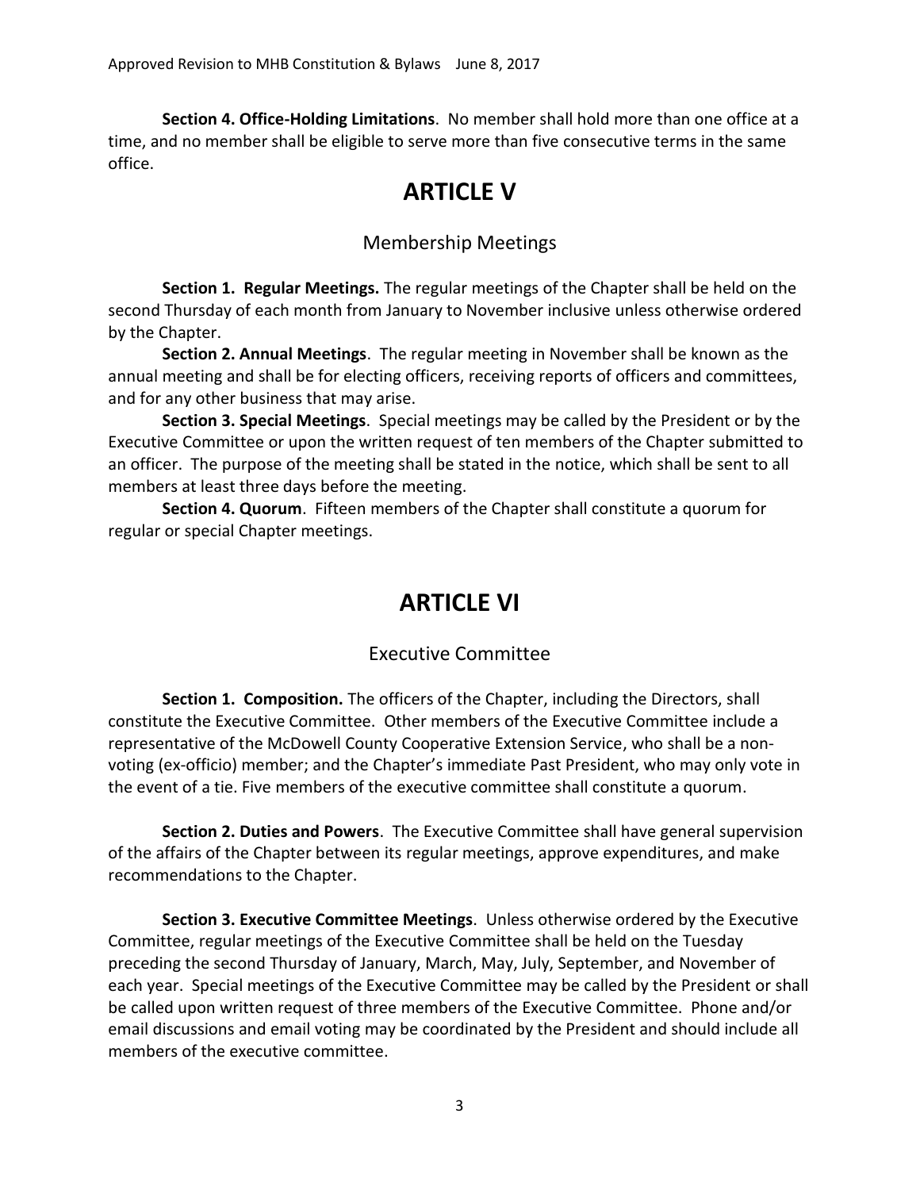**Section 4. Office-Holding Limitations**. No member shall hold more than one office at a time, and no member shall be eligible to serve more than five consecutive terms in the same office.

# ARTICLE V

## Membership Meetings

**Section 1. Regular Meetings.** The regular meetings of the Chapter shall be held on the second Thursday of each month from January to November inclusive unless otherwise ordered by the Chapter.

**Section 2. Annual Meetings**. The regular meeting in November shall be known as the annual meeting and shall be for electing officers, receiving reports of officers and committees, and for any other business that may arise.

**Section 3. Special Meetings**. Special meetings may be called by the President or by the Executive Committee or upon the written request of ten members of the Chapter submitted to an officer. The purpose of the meeting shall be stated in the notice, which shall be sent to all members at least three days before the meeting.

**Section 4. Quorum**. Fifteen members of the Chapter shall constitute a quorum for regular or special Chapter meetings.

# ARTICLE VI

## Executive Committee

**Section 1. Composition.** The officers of the Chapter, including the Directors, shall constitute the Executive Committee. Other members of the Executive Committee include a representative of the McDowell County Cooperative Extension Service, who shall be a non-voting (ex-officio) member; and the Chapter's immediate Past President, who may only vote in the event of a tie. Five members of the executive committee shall constitute a quorum.

**Section 2. Duties and Powers**. The Executive Committee shall have general supervision of the affairs of the Chapter between its regular meetings, approve expenditures, and make recommendations to the Chapter.

**Section 3. Executive Committee Meetings**. Unless otherwise ordered by the Executive Committee, regular meetings of the Executive Committee shall be held on the Tuesday preceding the second Thursday of January, March, May, July, September, and November of each year. Special meetings of the Executive Committee may be called by the President or shall be called upon written request of three members of the Executive Committee. Phone and/or email discussions and email voting may be coordinated by the President and should include all members of the executive committee.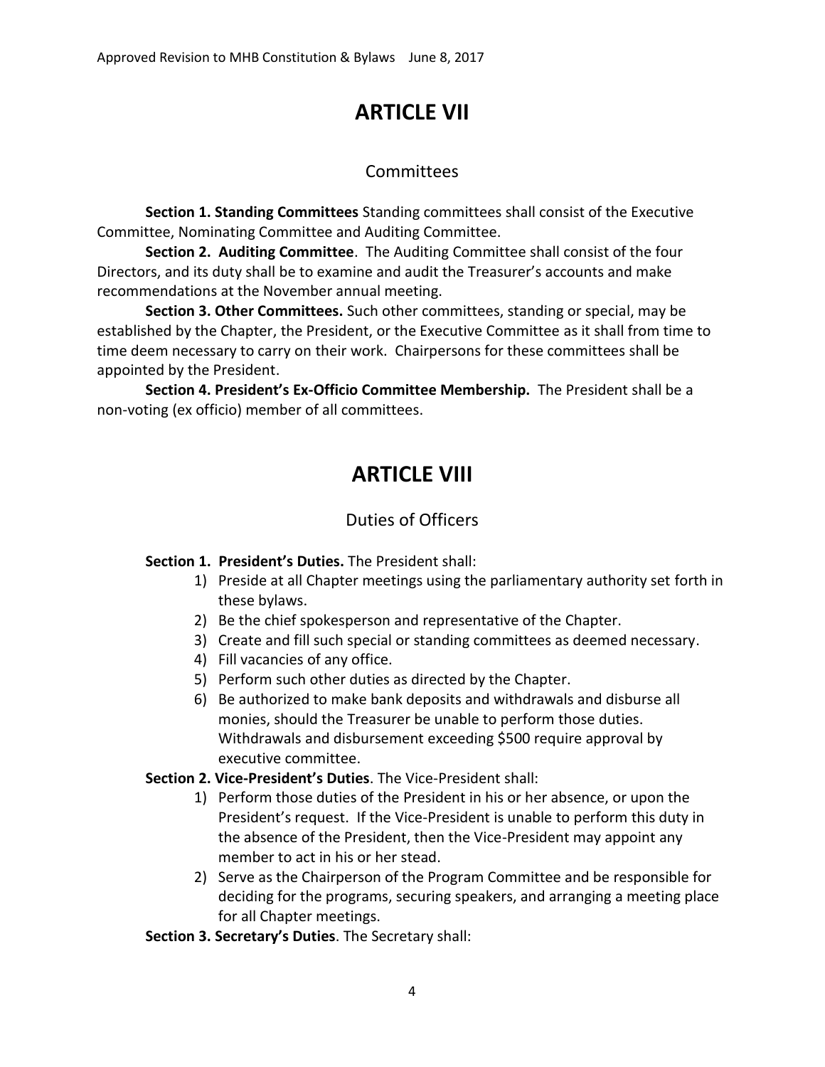# ARTICLE VII

## Committees

**Section 1. Standing Committees** Standing committees shall consist of the Executive Committee, Nominating Committee and Auditing Committee.

**Section 2. Auditing Committee**. The Auditing Committee shall consist of the four Directors, and its duty shall be to examine and audit the Treasurer's accounts and make recommendations at the November annual meeting.

**Section 3. Other Committees.** Such other committees, standing or special, may be established by the Chapter, the President, or the Executive Committee as it shall from time to time deem necessary to carry on their work. Chairpersons for these committees shall be appointed by the President.

**Section 4. President's Ex-Officio Committee Membership.** The President shall be a non-voting (ex officio) member of all committees.

# ARTICLE VIII

## Duties of Officers

**Section 1. President's Duties.** The President shall:

1) Preside at all Chapter meetings using the parliamentary authority set forth in these bylaws.
2) Be the chief spokesperson and representative of the Chapter.
3) Create and fill such special or standing committees as deemed necessary.
4) Fill vacancies of any office.
5) Perform such other duties as directed by the Chapter.
6) Be authorized to make bank deposits and withdrawals and disburse all monies, should the Treasurer be unable to perform those duties. Withdrawals and disbursement exceeding $500 require approval by executive committee.

**Section 2. Vice-President's Duties**. The Vice-President shall:

1) Perform those duties of the President in his or her absence, or upon the President's request. If the Vice-President is unable to perform this duty in the absence of the President, then the Vice-President may appoint any member to act in his or her stead.
2) Serve as the Chairperson of the Program Committee and be responsible for deciding for the programs, securing speakers, and arranging a meeting place for all Chapter meetings.

**Section 3. Secretary's Duties**. The Secretary shall: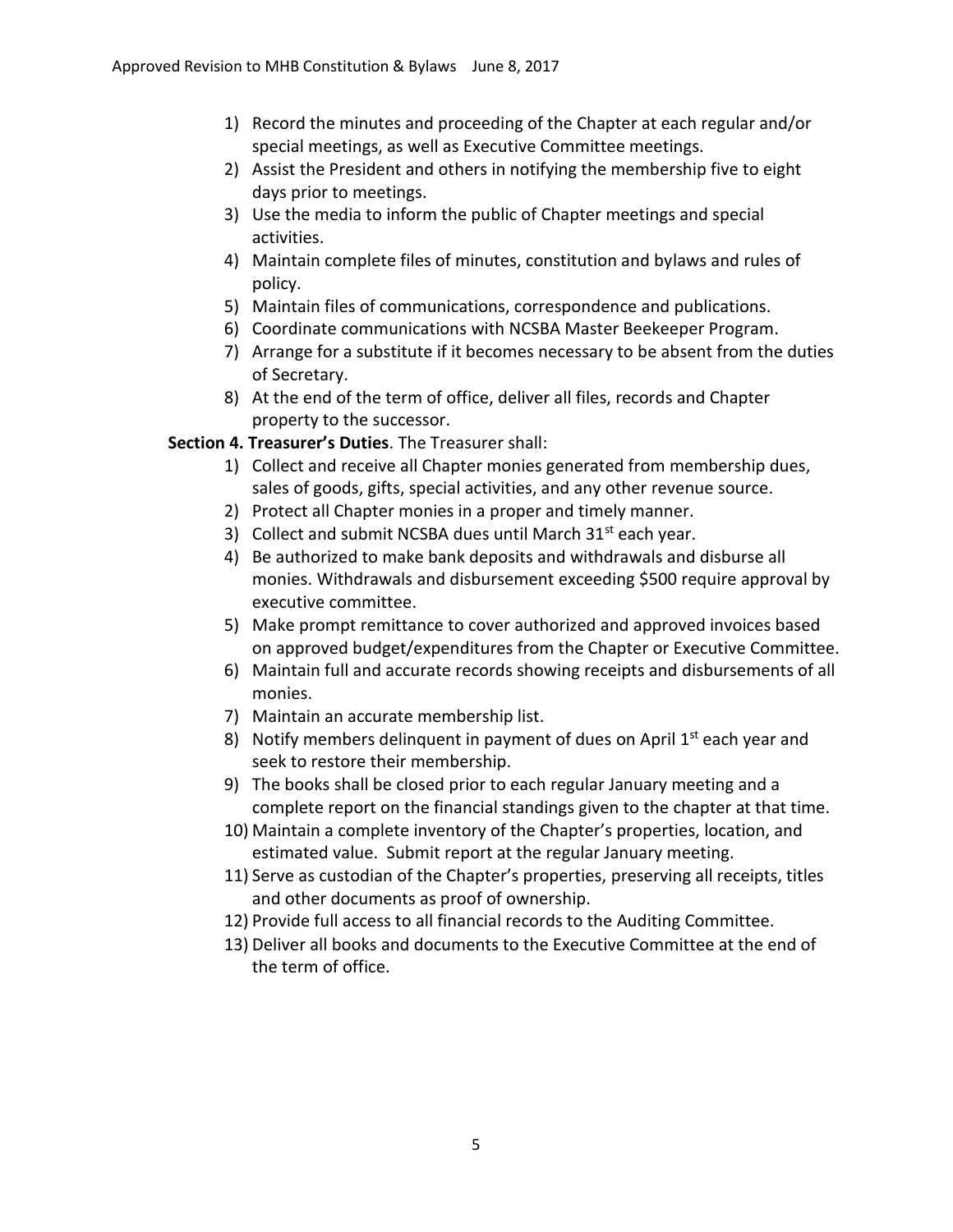1) Record the minutes and proceeding of the Chapter at each regular and/or special meetings, as well as Executive Committee meetings.
2) Assist the President and others in notifying the membership five to eight days prior to meetings.
3) Use the media to inform the public of Chapter meetings and special activities.
4) Maintain complete files of minutes, constitution and bylaws and rules of policy.
5) Maintain files of communications, correspondence and publications.
6) Coordinate communications with NCSBA Master Beekeeper Program.
7) Arrange for a substitute if it becomes necessary to be absent from the duties of Secretary.
8) At the end of the term of office, deliver all files, records and Chapter property to the successor.

**Section 4. Treasurer's Duties**. The Treasurer shall:

1) Collect and receive all Chapter monies generated from membership dues, sales of goods, gifts, special activities, and any other revenue source.
2) Protect all Chapter monies in a proper and timely manner.
3) Collect and submit NCSBA dues until March 31st each year.
4) Be authorized to make bank deposits and withdrawals and disburse all monies. Withdrawals and disbursement exceeding $500 require approval by executive committee.
5) Make prompt remittance to cover authorized and approved invoices based on approved budget/expenditures from the Chapter or Executive Committee.
6) Maintain full and accurate records showing receipts and disbursements of all monies.
7) Maintain an accurate membership list.
8) Notify members delinquent in payment of dues on April 1st each year and seek to restore their membership.
9) The books shall be closed prior to each regular January meeting and a complete report on the financial standings given to the chapter at that time.
10) Maintain a complete inventory of the Chapter's properties, location, and estimated value. Submit report at the regular January meeting.
11) Serve as custodian of the Chapter's properties, preserving all receipts, titles and other documents as proof of ownership.
12) Provide full access to all financial records to the Auditing Committee.
13) Deliver all books and documents to the Executive Committee at the end of the term of office.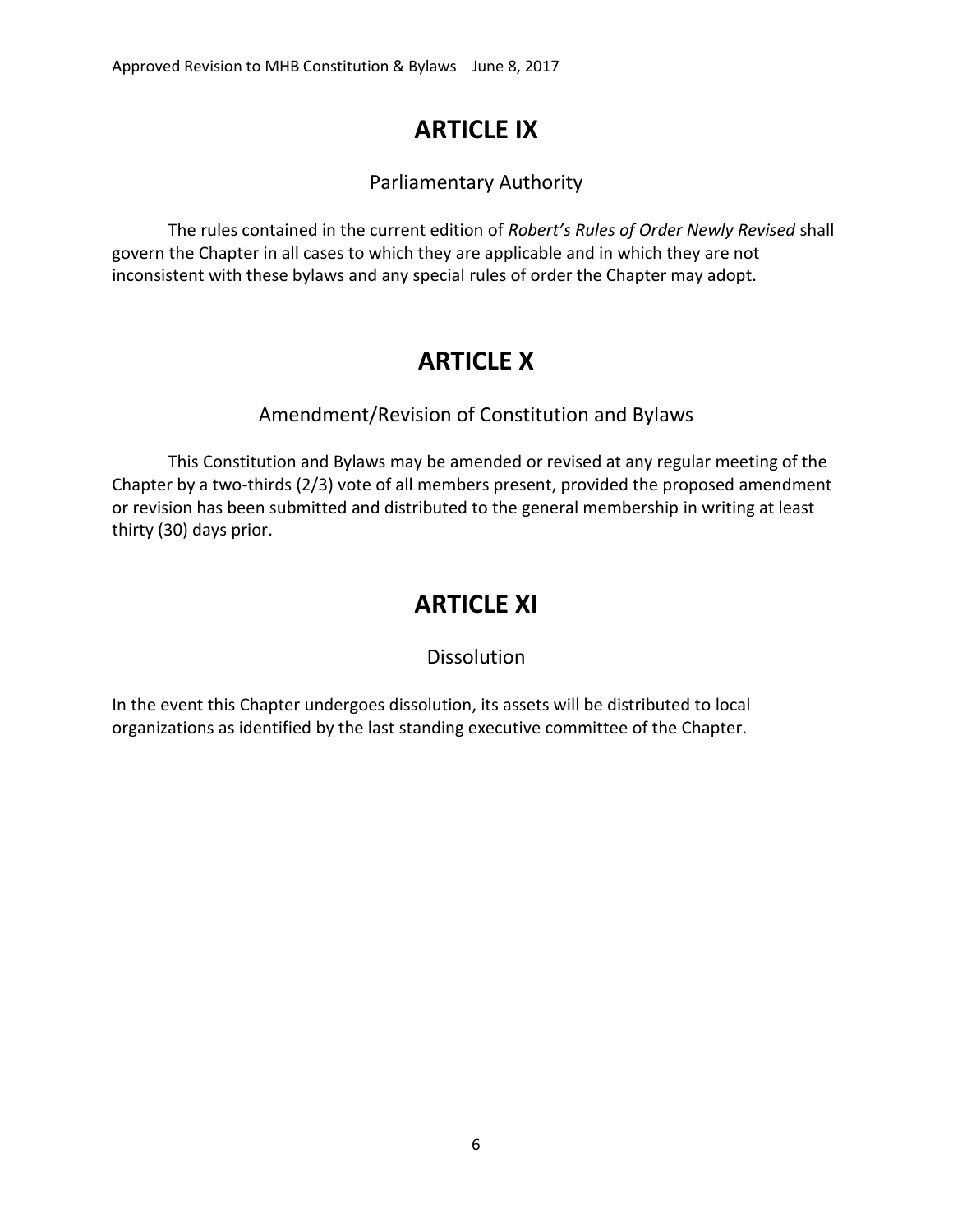# ARTICLE IX

Parliamentary Authority

The rules contained in the current edition of *Robert's Rules of Order Newly Revised* shall govern the Chapter in all cases to which they are applicable and in which they are not inconsistent with these bylaws and any special rules of order the Chapter may adopt.

# ARTICLE X

Amendment/Revision of Constitution and Bylaws

This Constitution and Bylaws may be amended or revised at any regular meeting of the Chapter by a two-thirds (2/3) vote of all members present, provided the proposed amendment or revision has been submitted and distributed to the general membership in writing at least thirty (30) days prior.

# ARTICLE XI

Dissolution

In the event this Chapter undergoes dissolution, its assets will be distributed to local organizations as identified by the last standing executive committee of the Chapter.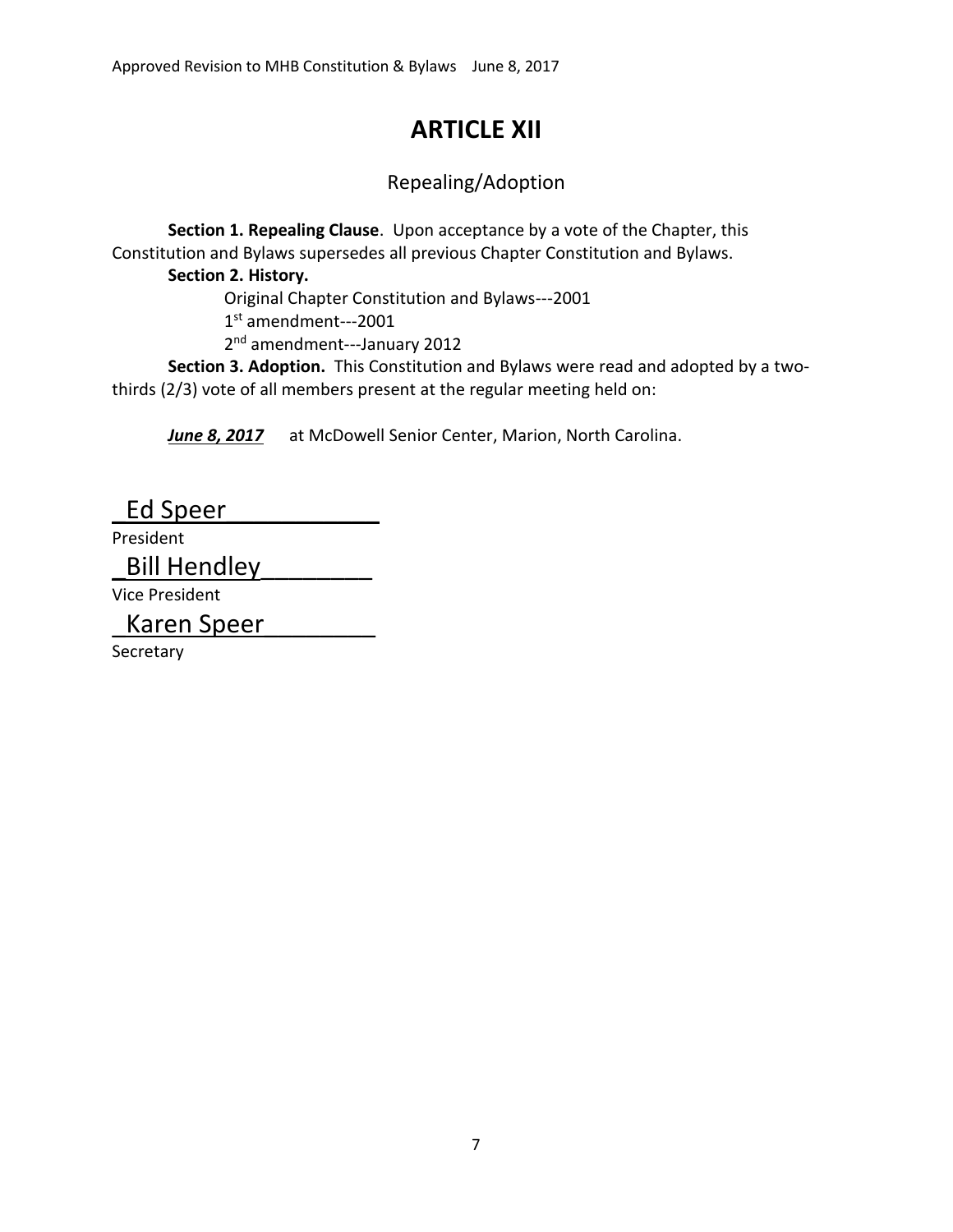# ARTICLE XII

Repealing/Adoption

**Section 1. Repealing Clause**. Upon acceptance by a vote of the Chapter, this Constitution and Bylaws supersedes all previous Chapter Constitution and Bylaws.

**Section 2. History.**

Original Chapter Constitution and Bylaws---2001

1st amendment---2001

2nd amendment---January 2012

**Section 3. Adoption.** This Constitution and Bylaws were read and adopted by a two-thirds (2/3) vote of all members present at the regular meeting held on:

***June 8, 2017*** at McDowell Senior Center, Marion, North Carolina.

_Ed Speer____________

President

_Bill Hendley________

Vice President

_Karen Speer_________

Secretary